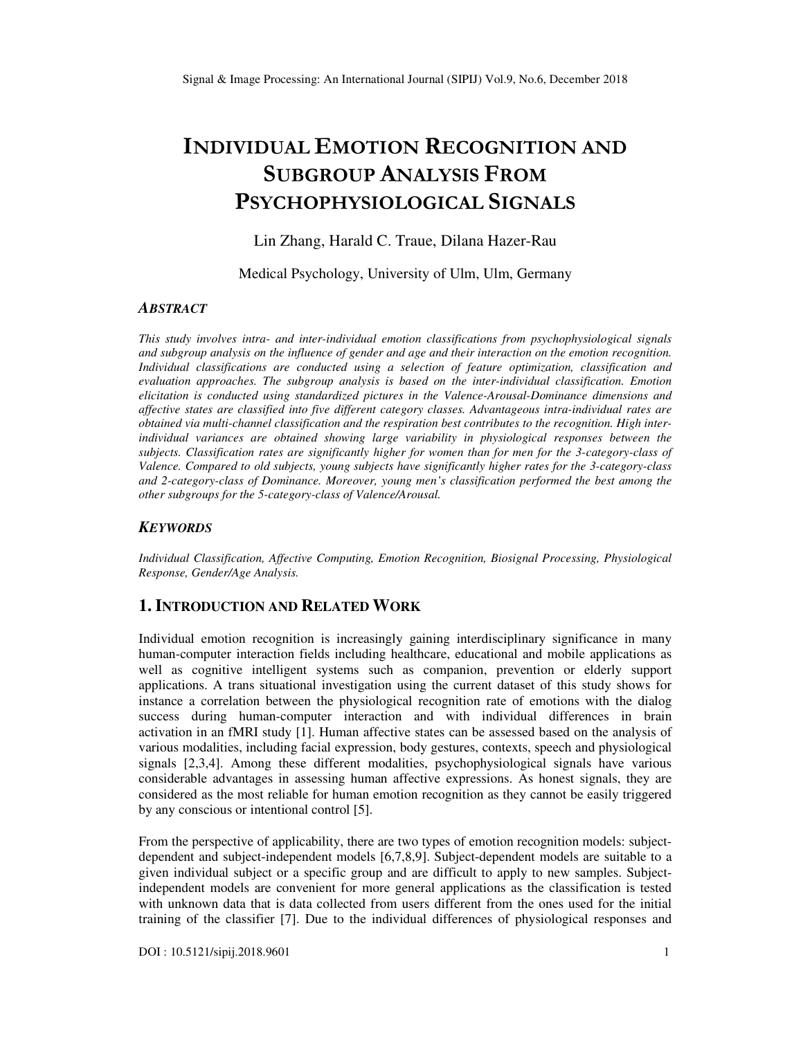# INDIVIDUAL EMOTION RECOGNITION AND SUBGROUP ANALYSIS FROM PSYCHOPHYSIOLOGICAL SIGNALS

Lin Zhang, Harald C. Traue, Dilana Hazer-Rau

Medical Psychology, University of Ulm, Ulm, Germany

### *ABSTRACT*

*This study involves intra- and inter-individual emotion classifications from psychophysiological signals and subgroup analysis on the influence of gender and age and their interaction on the emotion recognition. Individual classifications are conducted using a selection of feature optimization, classification and evaluation approaches. The subgroup analysis is based on the inter-individual classification. Emotion elicitation is conducted using standardized pictures in the Valence-Arousal-Dominance dimensions and affective states are classified into five different category classes. Advantageous intra-individual rates are obtained via multi-channel classification and the respiration best contributes to the recognition. High inter-individual variances are obtained showing large variability in physiological responses between the subjects. Classification rates are significantly higher for women than for men for the 3-category-class of Valence. Compared to old subjects, young subjects have significantly higher rates for the 3-category-class and 2-category-class of Dominance. Moreover, young men's classification performed the best among the other subgroups for the 5-category-class of Valence/Arousal.*

### *KEYWORDS*

*Individual Classification, Affective Computing, Emotion Recognition, Biosignal Processing, Physiological Response, Gender/Age Analysis.*

## 1. INTRODUCTION AND RELATED WORK

Individual emotion recognition is increasingly gaining interdisciplinary significance in many human-computer interaction fields including healthcare, educational and mobile applications as well as cognitive intelligent systems such as companion, prevention or elderly support applications. A trans situational investigation using the current dataset of this study shows for instance a correlation between the physiological recognition rate of emotions with the dialog success during human-computer interaction and with individual differences in brain activation in an fMRI study [1]. Human affective states can be assessed based on the analysis of various modalities, including facial expression, body gestures, contexts, speech and physiological signals [2,3,4]. Among these different modalities, psychophysiological signals have various considerable advantages in assessing human affective expressions. As honest signals, they are considered as the most reliable for human emotion recognition as they cannot be easily triggered by any conscious or intentional control [5].

From the perspective of applicability, there are two types of emotion recognition models: subject-dependent and subject-independent models [6,7,8,9]. Subject-dependent models are suitable to a given individual subject or a specific group and are difficult to apply to new samples. Subject-independent models are convenient for more general applications as the classification is tested with unknown data that is data collected from users different from the ones used for the initial training of the classifier [7]. Due to the individual differences of physiological responses and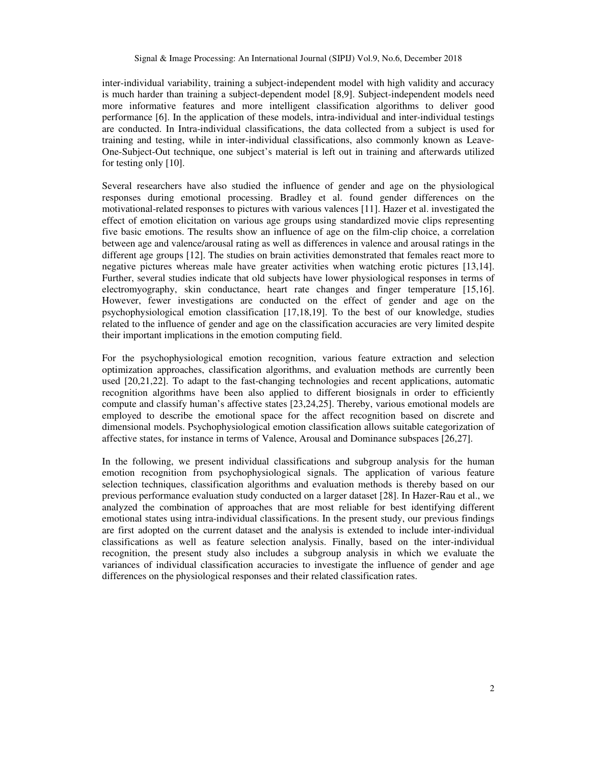inter-individual variability, training a subject-independent model with high validity and accuracy is much harder than training a subject-dependent model [8,9]. Subject-independent models need more informative features and more intelligent classification algorithms to deliver good performance [6]. In the application of these models, intra-individual and inter-individual testings are conducted. In Intra-individual classifications, the data collected from a subject is used for training and testing, while in inter-individual classifications, also commonly known as Leave-One-Subject-Out technique, one subject's material is left out in training and afterwards utilized for testing only [10].

Several researchers have also studied the influence of gender and age on the physiological responses during emotional processing. Bradley et al. found gender differences on the motivational-related responses to pictures with various valences [11]. Hazer et al. investigated the effect of emotion elicitation on various age groups using standardized movie clips representing five basic emotions. The results show an influence of age on the film-clip choice, a correlation between age and valence/arousal rating as well as differences in valence and arousal ratings in the different age groups [12]. The studies on brain activities demonstrated that females react more to negative pictures whereas male have greater activities when watching erotic pictures [13,14]. Further, several studies indicate that old subjects have lower physiological responses in terms of electromyography, skin conductance, heart rate changes and finger temperature [15,16]. However, fewer investigations are conducted on the effect of gender and age on the psychophysiological emotion classification [17,18,19]. To the best of our knowledge, studies related to the influence of gender and age on the classification accuracies are very limited despite their important implications in the emotion computing field.

For the psychophysiological emotion recognition, various feature extraction and selection optimization approaches, classification algorithms, and evaluation methods are currently been used [20,21,22]. To adapt to the fast-changing technologies and recent applications, automatic recognition algorithms have been also applied to different biosignals in order to efficiently compute and classify human's affective states [23,24,25]. Thereby, various emotional models are employed to describe the emotional space for the affect recognition based on discrete and dimensional models. Psychophysiological emotion classification allows suitable categorization of affective states, for instance in terms of Valence, Arousal and Dominance subspaces [26,27].

In the following, we present individual classifications and subgroup analysis for the human emotion recognition from psychophysiological signals. The application of various feature selection techniques, classification algorithms and evaluation methods is thereby based on our previous performance evaluation study conducted on a larger dataset [28]. In Hazer-Rau et al., we analyzed the combination of approaches that are most reliable for best identifying different emotional states using intra-individual classifications. In the present study, our previous findings are first adopted on the current dataset and the analysis is extended to include inter-individual classifications as well as feature selection analysis. Finally, based on the inter-individual recognition, the present study also includes a subgroup analysis in which we evaluate the variances of individual classification accuracies to investigate the influence of gender and age differences on the physiological responses and their related classification rates.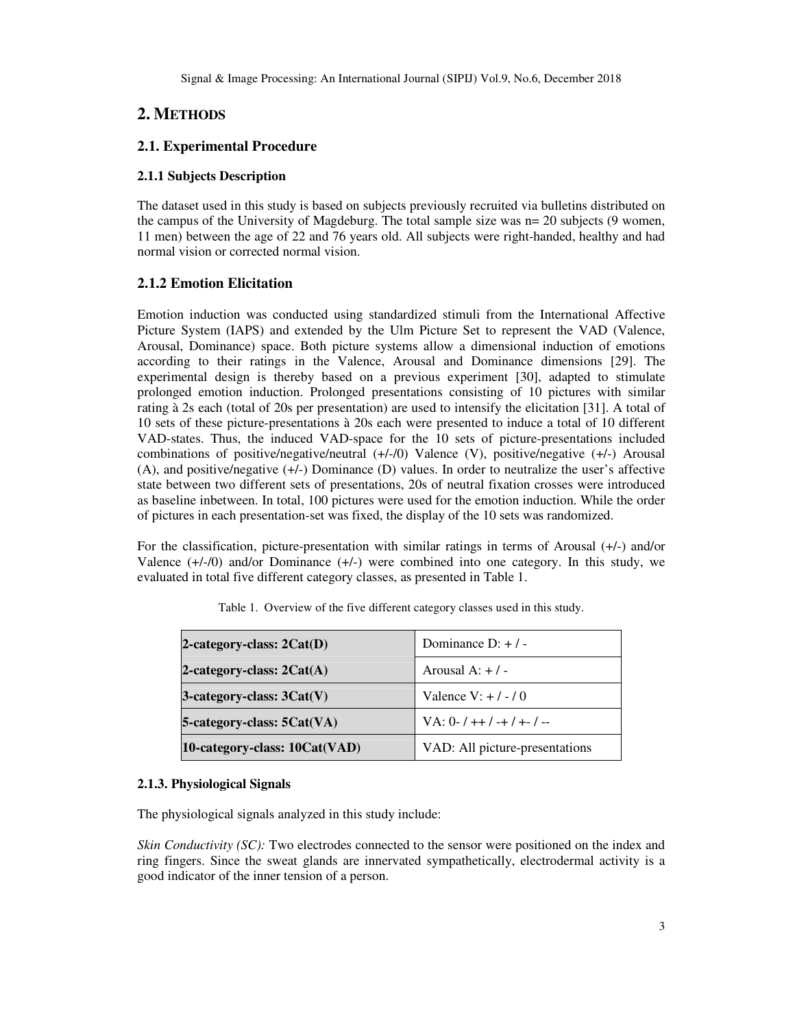# 2. METHODS

## 2.1. Experimental Procedure

### 2.1.1 Subjects Description

The dataset used in this study is based on subjects previously recruited via bulletins distributed on the campus of the University of Magdeburg. The total sample size was n= 20 subjects (9 women, 11 men) between the age of 22 and 76 years old. All subjects were right-handed, healthy and had normal vision or corrected normal vision.

### 2.1.2 Emotion Elicitation

Emotion induction was conducted using standardized stimuli from the International Affective Picture System (IAPS) and extended by the Ulm Picture Set to represent the VAD (Valence, Arousal, Dominance) space. Both picture systems allow a dimensional induction of emotions according to their ratings in the Valence, Arousal and Dominance dimensions [29]. The experimental design is thereby based on a previous experiment [30], adapted to stimulate prolonged emotion induction. Prolonged presentations consisting of 10 pictures with similar rating à 2s each (total of 20s per presentation) are used to intensify the elicitation [31]. A total of 10 sets of these picture-presentations à 20s each were presented to induce a total of 10 different VAD-states. Thus, the induced VAD-space for the 10 sets of picture-presentations included combinations of positive/negative/neutral (+/-/0) Valence (V), positive/negative (+/-) Arousal (A), and positive/negative (+/-) Dominance (D) values. In order to neutralize the user's affective state between two different sets of presentations, 20s of neutral fixation crosses were introduced as baseline inbetween. In total, 100 pictures were used for the emotion induction. While the order of pictures in each presentation-set was fixed, the display of the 10 sets was randomized.

For the classification, picture-presentation with similar ratings in terms of Arousal (+/-) and/or Valence (+/-/0) and/or Dominance (+/-) were combined into one category. In this study, we evaluated in total five different category classes, as presented in Table 1.

Table 1. Overview of the five different category classes used in this study.

| | |
|---|---|
| **2-category-class: 2Cat(D)** | Dominance D: + / - |
| **2-category-class: 2Cat(A)** | Arousal A: + / - |
| **3-category-class: 3Cat(V)** | Valence V: + / - / 0 |
| **5-category-class: 5Cat(VA)** | VA: 0- / ++ / -+ / +- / -- |
| **10-category-class: 10Cat(VAD)** | VAD: All picture-presentations |

### 2.1.3. Physiological Signals

The physiological signals analyzed in this study include:

*Skin Conductivity (SC):* Two electrodes connected to the sensor were positioned on the index and ring fingers. Since the sweat glands are innervated sympathetically, electrodermal activity is a good indicator of the inner tension of a person.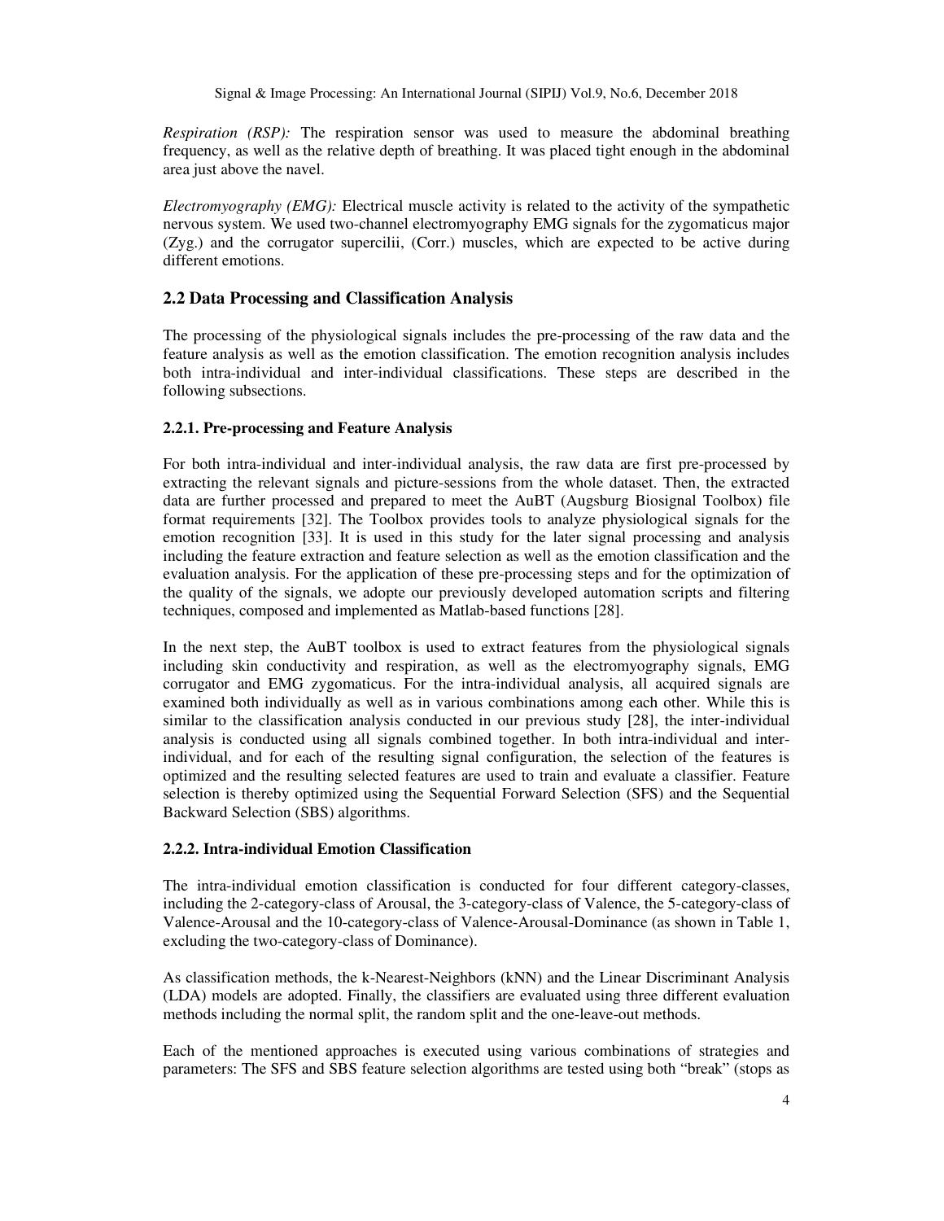*Respiration (RSP):* The respiration sensor was used to measure the abdominal breathing frequency, as well as the relative depth of breathing. It was placed tight enough in the abdominal area just above the navel.

*Electromyography (EMG):* Electrical muscle activity is related to the activity of the sympathetic nervous system. We used two-channel electromyography EMG signals for the zygomaticus major (Zyg.) and the corrugator supercilii, (Corr.) muscles, which are expected to be active during different emotions.

## 2.2 Data Processing and Classification Analysis

The processing of the physiological signals includes the pre-processing of the raw data and the feature analysis as well as the emotion classification. The emotion recognition analysis includes both intra-individual and inter-individual classifications. These steps are described in the following subsections.

### 2.2.1. Pre-processing and Feature Analysis

For both intra-individual and inter-individual analysis, the raw data are first pre-processed by extracting the relevant signals and picture-sessions from the whole dataset. Then, the extracted data are further processed and prepared to meet the AuBT (Augsburg Biosignal Toolbox) file format requirements [32]. The Toolbox provides tools to analyze physiological signals for the emotion recognition [33]. It is used in this study for the later signal processing and analysis including the feature extraction and feature selection as well as the emotion classification and the evaluation analysis. For the application of these pre-processing steps and for the optimization of the quality of the signals, we adopte our previously developed automation scripts and filtering techniques, composed and implemented as Matlab-based functions [28].

In the next step, the AuBT toolbox is used to extract features from the physiological signals including skin conductivity and respiration, as well as the electromyography signals, EMG corrugator and EMG zygomaticus. For the intra-individual analysis, all acquired signals are examined both individually as well as in various combinations among each other. While this is similar to the classification analysis conducted in our previous study [28], the inter-individual analysis is conducted using all signals combined together. In both intra-individual and inter-individual, and for each of the resulting signal configuration, the selection of the features is optimized and the resulting selected features are used to train and evaluate a classifier. Feature selection is thereby optimized using the Sequential Forward Selection (SFS) and the Sequential Backward Selection (SBS) algorithms.

### 2.2.2. Intra-individual Emotion Classification

The intra-individual emotion classification is conducted for four different category-classes, including the 2-category-class of Arousal, the 3-category-class of Valence, the 5-category-class of Valence-Arousal and the 10-category-class of Valence-Arousal-Dominance (as shown in Table 1, excluding the two-category-class of Dominance).

As classification methods, the k-Nearest-Neighbors (kNN) and the Linear Discriminant Analysis (LDA) models are adopted. Finally, the classifiers are evaluated using three different evaluation methods including the normal split, the random split and the one-leave-out methods.

Each of the mentioned approaches is executed using various combinations of strategies and parameters: The SFS and SBS feature selection algorithms are tested using both "break" (stops as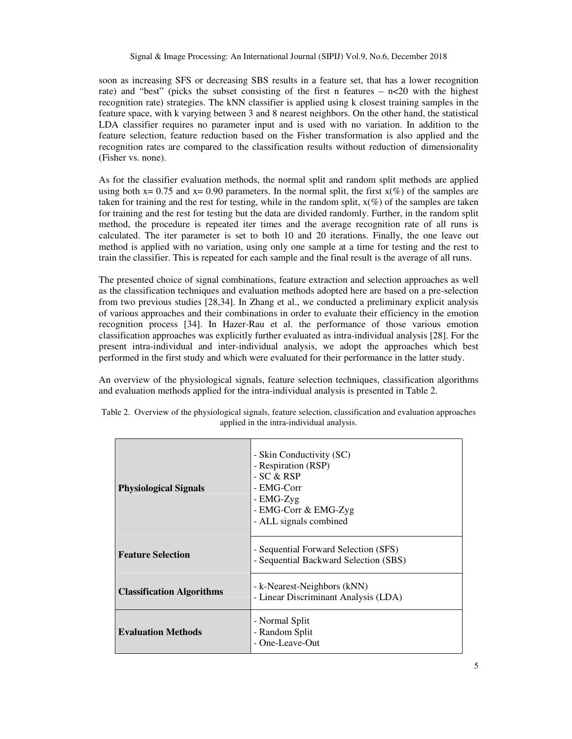soon as increasing SFS or decreasing SBS results in a feature set, that has a lower recognition rate) and "best" (picks the subset consisting of the first n features – n<20 with the highest recognition rate) strategies. The kNN classifier is applied using k closest training samples in the feature space, with k varying between 3 and 8 nearest neighbors. On the other hand, the statistical LDA classifier requires no parameter input and is used with no variation. In addition to the feature selection, feature reduction based on the Fisher transformation is also applied and the recognition rates are compared to the classification results without reduction of dimensionality (Fisher vs. none).

As for the classifier evaluation methods, the normal split and random split methods are applied using both x= 0.75 and x= 0.90 parameters. In the normal split, the first x(%) of the samples are taken for training and the rest for testing, while in the random split, x(%) of the samples are taken for training and the rest for testing but the data are divided randomly. Further, in the random split method, the procedure is repeated iter times and the average recognition rate of all runs is calculated. The iter parameter is set to both 10 and 20 iterations. Finally, the one leave out method is applied with no variation, using only one sample at a time for testing and the rest to train the classifier. This is repeated for each sample and the final result is the average of all runs.

The presented choice of signal combinations, feature extraction and selection approaches as well as the classification techniques and evaluation methods adopted here are based on a pre-selection from two previous studies [28,34]. In Zhang et al., we conducted a preliminary explicit analysis of various approaches and their combinations in order to evaluate their efficiency in the emotion recognition process [34]. In Hazer-Rau et al. the performance of those various emotion classification approaches was explicitly further evaluated as intra-individual analysis [28]. For the present intra-individual and inter-individual analysis, we adopt the approaches which best performed in the first study and which were evaluated for their performance in the latter study.

An overview of the physiological signals, feature selection techniques, classification algorithms and evaluation methods applied for the intra-individual analysis is presented in Table 2.

Table 2. Overview of the physiological signals, feature selection, classification and evaluation approaches applied in the intra-individual analysis.

| | |
|---|---|
| **Physiological Signals** | - Skin Conductivity (SC)<br>- Respiration (RSP)<br>- SC & RSP<br>- EMG-Corr<br>- EMG-Zyg<br>- EMG-Corr & EMG-Zyg<br>- ALL signals combined |
| **Feature Selection** | - Sequential Forward Selection (SFS)<br>- Sequential Backward Selection (SBS) |
| **Classification Algorithms** | - k-Nearest-Neighbors (kNN)<br>- Linear Discriminant Analysis (LDA) |
| **Evaluation Methods** | - Normal Split<br>- Random Split<br>- One-Leave-Out |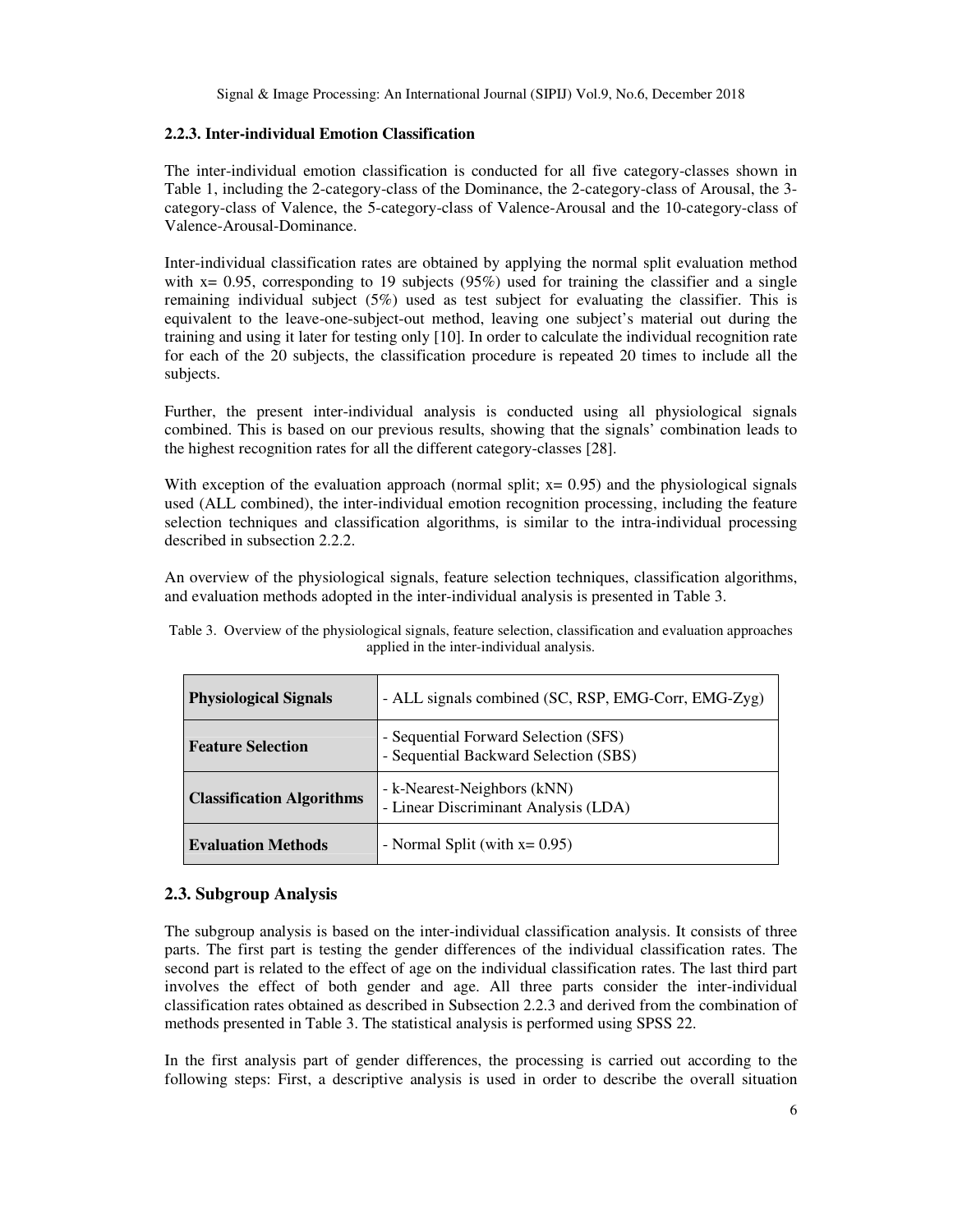### 2.2.3. Inter-individual Emotion Classification

The inter-individual emotion classification is conducted for all five category-classes shown in Table 1, including the 2-category-class of the Dominance, the 2-category-class of Arousal, the 3-category-class of Valence, the 5-category-class of Valence-Arousal and the 10-category-class of Valence-Arousal-Dominance.

Inter-individual classification rates are obtained by applying the normal split evaluation method with x= 0.95, corresponding to 19 subjects (95%) used for training the classifier and a single remaining individual subject (5%) used as test subject for evaluating the classifier. This is equivalent to the leave-one-subject-out method, leaving one subject's material out during the training and using it later for testing only [10]. In order to calculate the individual recognition rate for each of the 20 subjects, the classification procedure is repeated 20 times to include all the subjects.

Further, the present inter-individual analysis is conducted using all physiological signals combined. This is based on our previous results, showing that the signals' combination leads to the highest recognition rates for all the different category-classes [28].

With exception of the evaluation approach (normal split; x= 0.95) and the physiological signals used (ALL combined), the inter-individual emotion recognition processing, including the feature selection techniques and classification algorithms, is similar to the intra-individual processing described in subsection 2.2.2.

An overview of the physiological signals, feature selection techniques, classification algorithms, and evaluation methods adopted in the inter-individual analysis is presented in Table 3.

Table 3. Overview of the physiological signals, feature selection, classification and evaluation approaches applied in the inter-individual analysis.

| | |
|---|---|
| **Physiological Signals** | - ALL signals combined (SC, RSP, EMG-Corr, EMG-Zyg) |
| **Feature Selection** | - Sequential Forward Selection (SFS)<br>- Sequential Backward Selection (SBS) |
| **Classification Algorithms** | - k-Nearest-Neighbors (kNN)<br>- Linear Discriminant Analysis (LDA) |
| **Evaluation Methods** | - Normal Split (with x= 0.95) |

## 2.3. Subgroup Analysis

The subgroup analysis is based on the inter-individual classification analysis. It consists of three parts. The first part is testing the gender differences of the individual classification rates. The second part is related to the effect of age on the individual classification rates. The last third part involves the effect of both gender and age. All three parts consider the inter-individual classification rates obtained as described in Subsection 2.2.3 and derived from the combination of methods presented in Table 3. The statistical analysis is performed using SPSS 22.

In the first analysis part of gender differences, the processing is carried out according to the following steps: First, a descriptive analysis is used in order to describe the overall situation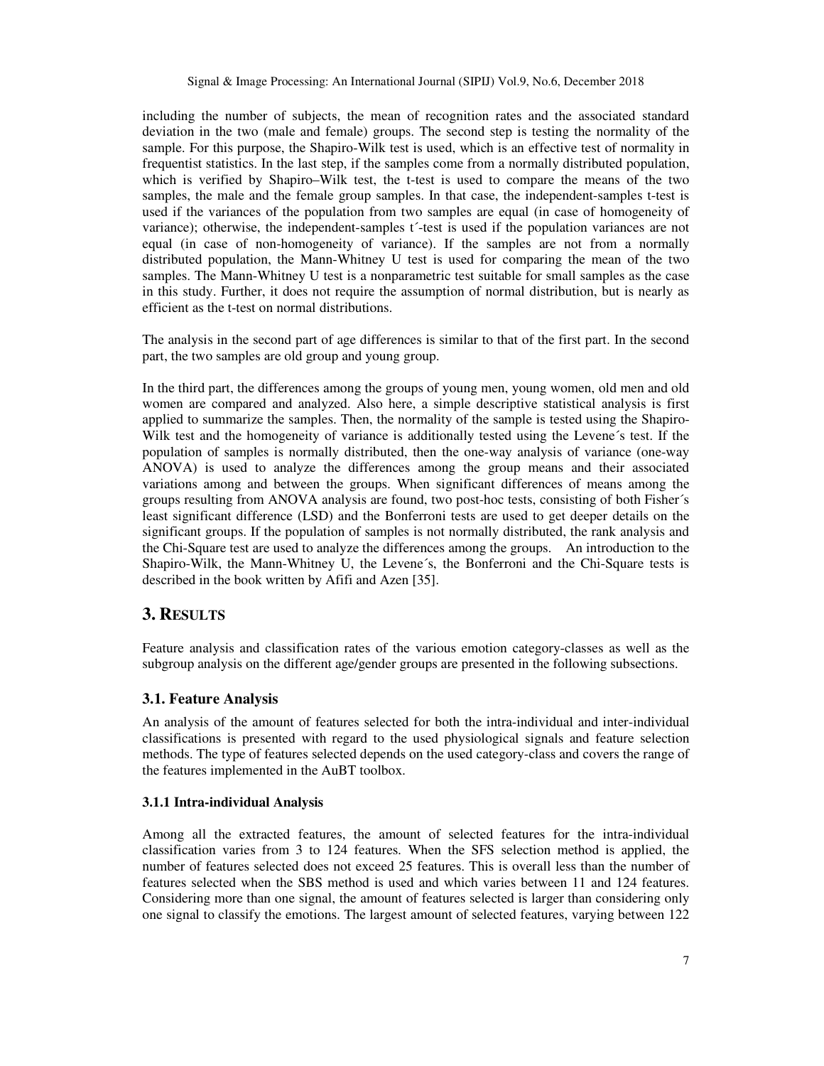including the number of subjects, the mean of recognition rates and the associated standard deviation in the two (male and female) groups. The second step is testing the normality of the sample. For this purpose, the Shapiro-Wilk test is used, which is an effective test of normality in frequentist statistics. In the last step, if the samples come from a normally distributed population, which is verified by Shapiro–Wilk test, the t-test is used to compare the means of the two samples, the male and the female group samples. In that case, the independent-samples t-test is used if the variances of the population from two samples are equal (in case of homogeneity of variance); otherwise, the independent-samples t´-test is used if the population variances are not equal (in case of non-homogeneity of variance). If the samples are not from a normally distributed population, the Mann-Whitney U test is used for comparing the mean of the two samples. The Mann-Whitney U test is a nonparametric test suitable for small samples as the case in this study. Further, it does not require the assumption of normal distribution, but is nearly as efficient as the t-test on normal distributions.

The analysis in the second part of age differences is similar to that of the first part. In the second part, the two samples are old group and young group.

In the third part, the differences among the groups of young men, young women, old men and old women are compared and analyzed. Also here, a simple descriptive statistical analysis is first applied to summarize the samples. Then, the normality of the sample is tested using the Shapiro-Wilk test and the homogeneity of variance is additionally tested using the Levene´s test. If the population of samples is normally distributed, then the one-way analysis of variance (one-way ANOVA) is used to analyze the differences among the group means and their associated variations among and between the groups. When significant differences of means among the groups resulting from ANOVA analysis are found, two post-hoc tests, consisting of both Fisher´s least significant difference (LSD) and the Bonferroni tests are used to get deeper details on the significant groups. If the population of samples is not normally distributed, the rank analysis and the Chi-Square test are used to analyze the differences among the groups. An introduction to the Shapiro-Wilk, the Mann-Whitney U, the Levene´s, the Bonferroni and the Chi-Square tests is described in the book written by Afifi and Azen [35].

## 3. RESULTS

Feature analysis and classification rates of the various emotion category-classes as well as the subgroup analysis on the different age/gender groups are presented in the following subsections.

### 3.1. Feature Analysis

An analysis of the amount of features selected for both the intra-individual and inter-individual classifications is presented with regard to the used physiological signals and feature selection methods. The type of features selected depends on the used category-class and covers the range of the features implemented in the AuBT toolbox.

#### 3.1.1 Intra-individual Analysis

Among all the extracted features, the amount of selected features for the intra-individual classification varies from 3 to 124 features. When the SFS selection method is applied, the number of features selected does not exceed 25 features. This is overall less than the number of features selected when the SBS method is used and which varies between 11 and 124 features. Considering more than one signal, the amount of features selected is larger than considering only one signal to classify the emotions. The largest amount of selected features, varying between 122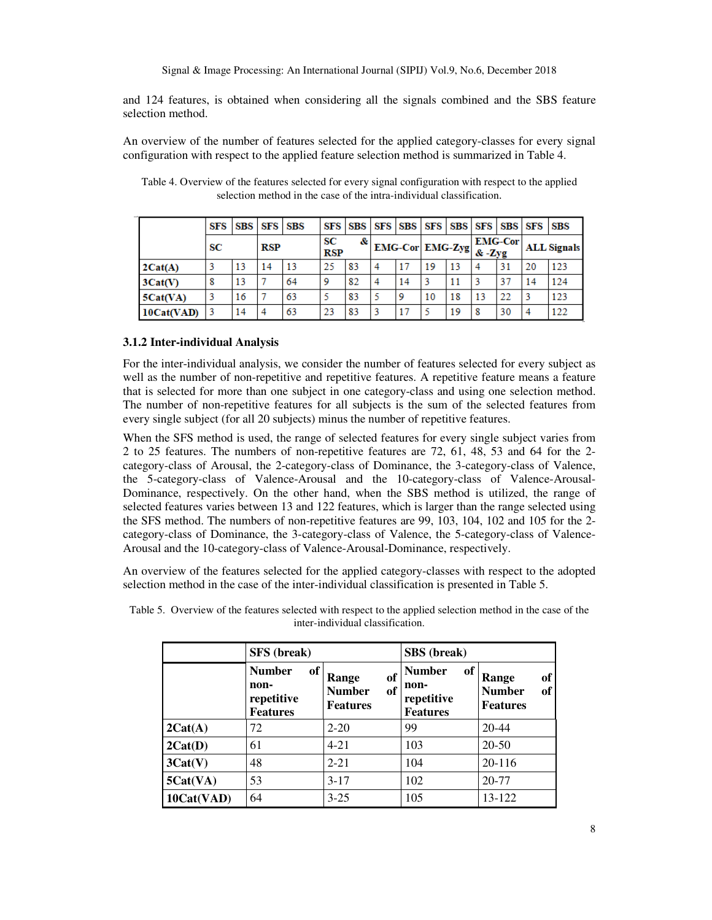and 124 features, is obtained when considering all the signals combined and the SBS feature selection method.

An overview of the number of features selected for the applied category-classes for every signal configuration with respect to the applied feature selection method is summarized in Table 4.

Table 4. Overview of the features selected for every signal configuration with respect to the applied selection method in the case of the intra-individual classification.

| | SFS | SBS | SFS | SBS | SFS | SBS | SFS | SBS | SFS | SBS | SFS | SBS | SFS | SBS |
|---|---|---|---|---|---|---|---|---|---|---|---|---|---|---|
| | SC | | RSP | | SC & RSP | | EMG-Cor | | EMG-Zyg | | EMG-Cor & -Zyg | | ALL Signals | |
| **2Cat(A)** | 3 | 13 | 14 | 13 | 25 | 83 | 4 | 17 | 19 | 13 | 4 | 31 | 20 | 123 |
| **3Cat(V)** | 8 | 13 | 7 | 64 | 9 | 82 | 4 | 14 | 3 | 11 | 3 | 37 | 14 | 124 |
| **5Cat(VA)** | 3 | 16 | 7 | 63 | 5 | 83 | 5 | 9 | 10 | 18 | 13 | 22 | 3 | 123 |
| **10Cat(VAD)** | 3 | 14 | 4 | 63 | 23 | 83 | 3 | 17 | 5 | 19 | 8 | 30 | 4 | 122 |

### 3.1.2 Inter-individual Analysis

For the inter-individual analysis, we consider the number of features selected for every subject as well as the number of non-repetitive and repetitive features. A repetitive feature means a feature that is selected for more than one subject in one category-class and using one selection method. The number of non-repetitive features for all subjects is the sum of the selected features from every single subject (for all 20 subjects) minus the number of repetitive features.

When the SFS method is used, the range of selected features for every single subject varies from 2 to 25 features. The numbers of non-repetitive features are 72, 61, 48, 53 and 64 for the 2-category-class of Arousal, the 2-category-class of Dominance, the 3-category-class of Valence, the 5-category-class of Valence-Arousal and the 10-category-class of Valence-Arousal-Dominance, respectively. On the other hand, when the SBS method is utilized, the range of selected features varies between 13 and 122 features, which is larger than the range selected using the SFS method. The numbers of non-repetitive features are 99, 103, 104, 102 and 105 for the 2-category-class of Dominance, the 3-category-class of Valence, the 5-category-class of Valence-Arousal and the 10-category-class of Valence-Arousal-Dominance, respectively.

An overview of the features selected for the applied category-classes with respect to the adopted selection method in the case of the inter-individual classification is presented in Table 5.

Table 5. Overview of the features selected with respect to the applied selection method in the case of the inter-individual classification.

| | SFS (break) | | SBS (break) | |
|---|---|---|---|---|
| | **Number of non-repetitive Features** | **Range of Number of Features** | **Number of non-repetitive Features** | **Range of Number of Features** |
| **2Cat(A)** | 72 | 2-20 | 99 | 20-44 |
| **2Cat(D)** | 61 | 4-21 | 103 | 20-50 |
| **3Cat(V)** | 48 | 2-21 | 104 | 20-116 |
| **5Cat(VA)** | 53 | 3-17 | 102 | 20-77 |
| **10Cat(VAD)** | 64 | 3-25 | 105 | 13-122 |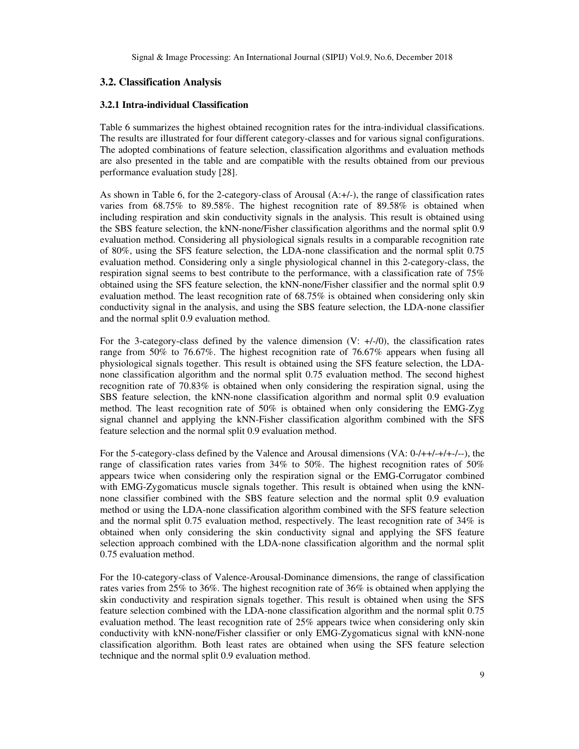### 3.2. Classification Analysis

#### 3.2.1 Intra-individual Classification

Table 6 summarizes the highest obtained recognition rates for the intra-individual classifications. The results are illustrated for four different category-classes and for various signal configurations. The adopted combinations of feature selection, classification algorithms and evaluation methods are also presented in the table and are compatible with the results obtained from our previous performance evaluation study [28].

As shown in Table 6, for the 2-category-class of Arousal (A:+/-), the range of classification rates varies from 68.75% to 89.58%. The highest recognition rate of 89.58% is obtained when including respiration and skin conductivity signals in the analysis. This result is obtained using the SBS feature selection, the kNN-none/Fisher classification algorithms and the normal split 0.9 evaluation method. Considering all physiological signals results in a comparable recognition rate of 80%, using the SFS feature selection, the LDA-none classification and the normal split 0.75 evaluation method. Considering only a single physiological channel in this 2-category-class, the respiration signal seems to best contribute to the performance, with a classification rate of 75% obtained using the SFS feature selection, the kNN-none/Fisher classifier and the normal split 0.9 evaluation method. The least recognition rate of 68.75% is obtained when considering only skin conductivity signal in the analysis, and using the SBS feature selection, the LDA-none classifier and the normal split 0.9 evaluation method.

For the 3-category-class defined by the valence dimension (V: +/-/0), the classification rates range from 50% to 76.67%. The highest recognition rate of 76.67% appears when fusing all physiological signals together. This result is obtained using the SFS feature selection, the LDA-none classification algorithm and the normal split 0.75 evaluation method. The second highest recognition rate of 70.83% is obtained when only considering the respiration signal, using the SBS feature selection, the kNN-none classification algorithm and normal split 0.9 evaluation method. The least recognition rate of 50% is obtained when only considering the EMG-Zyg signal channel and applying the kNN-Fisher classification algorithm combined with the SFS feature selection and the normal split 0.9 evaluation method.

For the 5-category-class defined by the Valence and Arousal dimensions (VA: 0-/++/-+/+-/--), the range of classification rates varies from 34% to 50%. The highest recognition rates of 50% appears twice when considering only the respiration signal or the EMG-Corrugator combined with EMG-Zygomaticus muscle signals together. This result is obtained when using the kNN-none classifier combined with the SBS feature selection and the normal split 0.9 evaluation method or using the LDA-none classification algorithm combined with the SFS feature selection and the normal split 0.75 evaluation method, respectively. The least recognition rate of 34% is obtained when only considering the skin conductivity signal and applying the SFS feature selection approach combined with the LDA-none classification algorithm and the normal split 0.75 evaluation method.

For the 10-category-class of Valence-Arousal-Dominance dimensions, the range of classification rates varies from 25% to 36%. The highest recognition rate of 36% is obtained when applying the skin conductivity and respiration signals together. This result is obtained when using the SFS feature selection combined with the LDA-none classification algorithm and the normal split 0.75 evaluation method. The least recognition rate of 25% appears twice when considering only skin conductivity with kNN-none/Fisher classifier or only EMG-Zygomaticus signal with kNN-none classification algorithm. Both least rates are obtained when using the SFS feature selection technique and the normal split 0.9 evaluation method.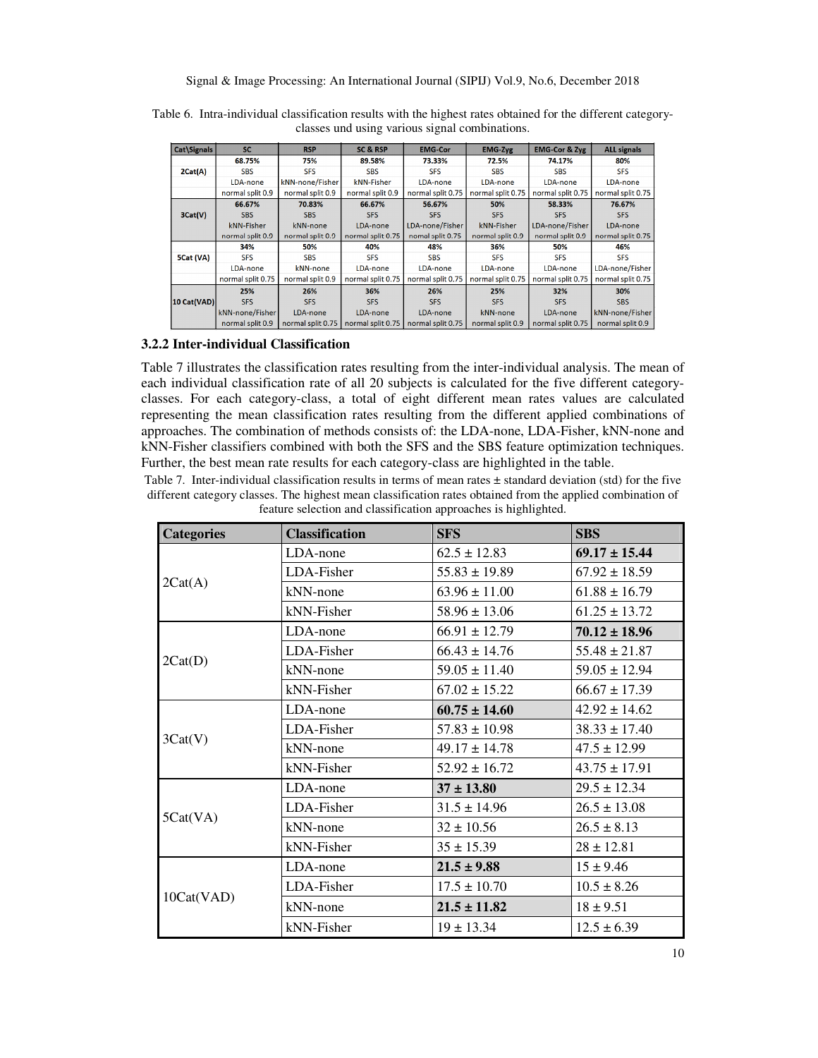Table 6. Intra-individual classification results with the highest rates obtained for the different category-classes und using various signal combinations.

| Cat\Signals | SC | RSP | SC & RSP | EMG-Cor | EMG-Zyg | EMG-Cor & Zyg | ALL signals |
|---|---|---|---|---|---|---|---|
| 2Cat(A) | 68.75%<br>SBS<br>LDA-none<br>normal split 0.9 | 75%<br>SFS<br>kNN-none/Fisher<br>normal split 0.9 | 89.58%<br>SBS<br>kNN-Fisher<br>normal split 0.9 | 73.33%<br>SFS<br>LDA-none<br>normal split 0.75 | 72.5%<br>SBS<br>LDA-none<br>normal split 0.75 | 74.17%<br>SBS<br>LDA-none<br>normal split 0.75 | 80%<br>SFS<br>LDA-none<br>normal split 0.75 |
| 3Cat(V) | 66.67%<br>SBS<br>kNN-Fisher<br>normal split 0.9 | 70.83%<br>SBS<br>kNN-none<br>normal split 0.9 | 66.67%<br>SFS<br>LDA-none<br>normal split 0.75 | 56.67%<br>SFS<br>LDA-none/Fisher<br>nomal split 0.75 | 50%<br>SFS<br>kNN-Fisher<br>normal split 0.9 | 58.33%<br>SFS<br>LDA-none/Fisher<br>normal split 0.9 | 76.67%<br>SFS<br>LDA-none<br>normal split 0.75 |
| 5Cat (VA) | 34%<br>SFS<br>LDA-none<br>normal split 0.75 | 50%<br>SBS<br>kNN-none<br>normal split 0.9 | 40%<br>SFS<br>LDA-none<br>normal split 0.75 | 48%<br>SBS<br>LDA-none<br>normal split 0.75 | 36%<br>SFS<br>LDA-none<br>normal split 0.75 | 50%<br>SFS<br>LDA-none<br>normal split 0.75 | 46%<br>SFS<br>LDA-none/Fisher<br>normal split 0.75 |
| 10 Cat(VAD) | 25%<br>SFS<br>kNN-none/Fisher<br>normal split 0.9 | 26%<br>SFS<br>LDA-none<br>normal split 0.75 | 36%<br>SFS<br>LDA-none<br>normal split 0.75 | 26%<br>SFS<br>LDA-none<br>normal split 0.75 | 25%<br>SFS<br>kNN-none<br>normal split 0.9 | 32%<br>SFS<br>LDA-none<br>normal split 0.75 | 30%<br>SBS<br>kNN-none/Fisher<br>normal split 0.9 |

### 3.2.2 Inter-individual Classification

Table 7 illustrates the classification rates resulting from the inter-individual analysis. The mean of each individual classification rate of all 20 subjects is calculated for the five different category-classes. For each category-class, a total of eight different mean rates values are calculated representing the mean classification rates resulting from the different applied combinations of approaches. The combination of methods consists of: the LDA-none, LDA-Fisher, kNN-none and kNN-Fisher classifiers combined with both the SFS and the SBS feature optimization techniques. Further, the best mean rate results for each category-class are highlighted in the table.

Table 7. Inter-individual classification results in terms of mean rates ± standard deviation (std) for the five different category classes. The highest mean classification rates obtained from the applied combination of feature selection and classification approaches is highlighted.

| Categories | Classification | SFS | SBS |
|---|---|---|---|
| 2Cat(A) | LDA-none | 62.5 ± 12.83 | **69.17 ± 15.44** |
| | LDA-Fisher | 55.83 ± 19.89 | 67.92 ± 18.59 |
| | kNN-none | 63.96 ± 11.00 | 61.88 ± 16.79 |
| | kNN-Fisher | 58.96 ± 13.06 | 61.25 ± 13.72 |
| 2Cat(D) | LDA-none | 66.91 ± 12.79 | **70.12 ± 18.96** |
| | LDA-Fisher | 66.43 ± 14.76 | 55.48 ± 21.87 |
| | kNN-none | 59.05 ± 11.40 | 59.05 ± 12.94 |
| | kNN-Fisher | 67.02 ± 15.22 | 66.67 ± 17.39 |
| 3Cat(V) | LDA-none | **60.75 ± 14.60** | 42.92 ± 14.62 |
| | LDA-Fisher | 57.83 ± 10.98 | 38.33 ± 17.40 |
| | kNN-none | 49.17 ± 14.78 | 47.5 ± 12.99 |
| | kNN-Fisher | 52.92 ± 16.72 | 43.75 ± 17.91 |
| 5Cat(VA) | LDA-none | **37 ± 13.80** | 29.5 ± 12.34 |
| | LDA-Fisher | 31.5 ± 14.96 | 26.5 ± 13.08 |
| | kNN-none | 32 ± 10.56 | 26.5 ± 8.13 |
| | kNN-Fisher | 35 ± 15.39 | 28 ± 12.81 |
| 10Cat(VAD) | LDA-none | **21.5 ± 9.88** | 15 ± 9.46 |
| | LDA-Fisher | 17.5 ± 10.70 | 10.5 ± 8.26 |
| | kNN-none | **21.5 ± 11.82** | 18 ± 9.51 |
| | kNN-Fisher | 19 ± 13.34 | 12.5 ± 6.39 |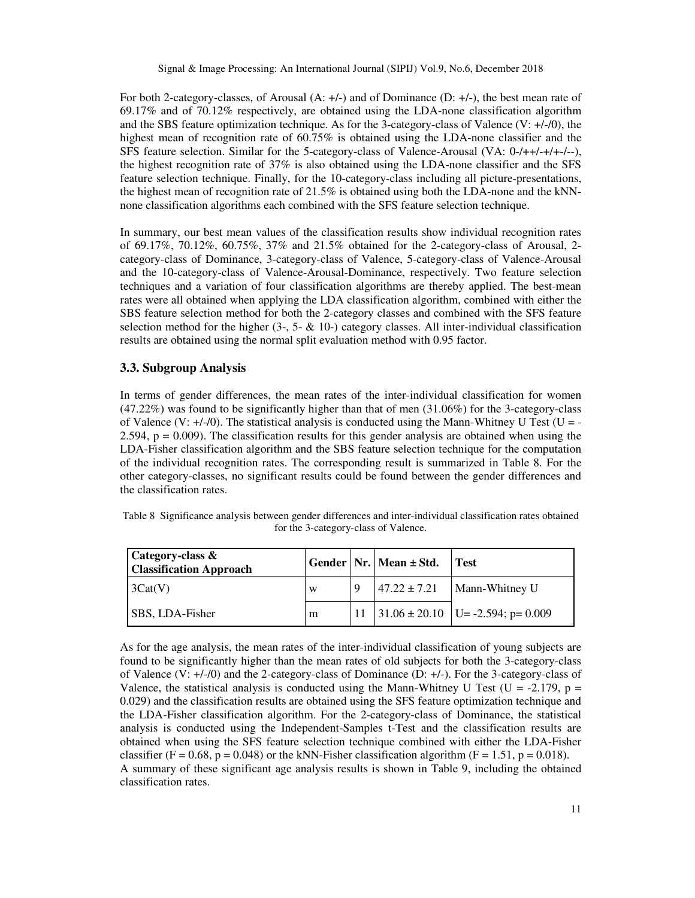For both 2-category-classes, of Arousal (A: +/-) and of Dominance (D: +/-), the best mean rate of 69.17% and of 70.12% respectively, are obtained using the LDA-none classification algorithm and the SBS feature optimization technique. As for the 3-category-class of Valence (V: +/-/0), the highest mean of recognition rate of 60.75% is obtained using the LDA-none classifier and the SFS feature selection. Similar for the 5-category-class of Valence-Arousal (VA: 0-/++/-+/+-/--), the highest recognition rate of 37% is also obtained using the LDA-none classifier and the SFS feature selection technique. Finally, for the 10-category-class including all picture-presentations, the highest mean of recognition rate of 21.5% is obtained using both the LDA-none and the kNN-none classification algorithms each combined with the SFS feature selection technique.

In summary, our best mean values of the classification results show individual recognition rates of 69.17%, 70.12%, 60.75%, 37% and 21.5% obtained for the 2-category-class of Arousal, 2-category-class of Dominance, 3-category-class of Valence, 5-category-class of Valence-Arousal and the 10-category-class of Valence-Arousal-Dominance, respectively. Two feature selection techniques and a variation of four classification algorithms are thereby applied. The best-mean rates were all obtained when applying the LDA classification algorithm, combined with either the SBS feature selection method for both the 2-category classes and combined with the SFS feature selection method for the higher (3-, 5- & 10-) category classes. All inter-individual classification results are obtained using the normal split evaluation method with 0.95 factor.

### 3.3. Subgroup Analysis

In terms of gender differences, the mean rates of the inter-individual classification for women (47.22%) was found to be significantly higher than that of men (31.06%) for the 3-category-class of Valence (V: +/-/0). The statistical analysis is conducted using the Mann-Whitney U Test ($U = -2.594$, $p = 0.009$). The classification results for this gender analysis are obtained when using the LDA-Fisher classification algorithm and the SBS feature selection technique for the computation of the individual recognition rates. The corresponding result is summarized in Table 8. For the other category-classes, no significant results could be found between the gender differences and the classification rates.

Table 8 Significance analysis between gender differences and inter-individual classification rates obtained for the 3-category-class of Valence.

| Category-class & Classification Approach | Gender | Nr. | Mean ± Std. | Test |
|---|---|---|---|---|
| 3Cat(V) | w | 9 | 47.22 ± 7.21 | Mann-Whitney U |
| SBS, LDA-Fisher | m | 11 | 31.06 ± 20.10 | U= -2.594; p= 0.009 |

As for the age analysis, the mean rates of the inter-individual classification of young subjects are found to be significantly higher than the mean rates of old subjects for both the 3-category-class of Valence (V: +/-/0) and the 2-category-class of Dominance (D: +/-). For the 3-category-class of Valence, the statistical analysis is conducted using the Mann-Whitney U Test ($U = -2.179$, $p = 0.029$) and the classification results are obtained using the SFS feature optimization technique and the LDA-Fisher classification algorithm. For the 2-category-class of Dominance, the statistical analysis is conducted using the Independent-Samples t-Test and the classification results are obtained when using the SFS feature selection technique combined with either the LDA-Fisher classifier ($F = 0.68$, $p = 0.048$) or the kNN-Fisher classification algorithm ($F = 1.51$, $p = 0.018$).
A summary of these significant age analysis results is shown in Table 9, including the obtained classification rates.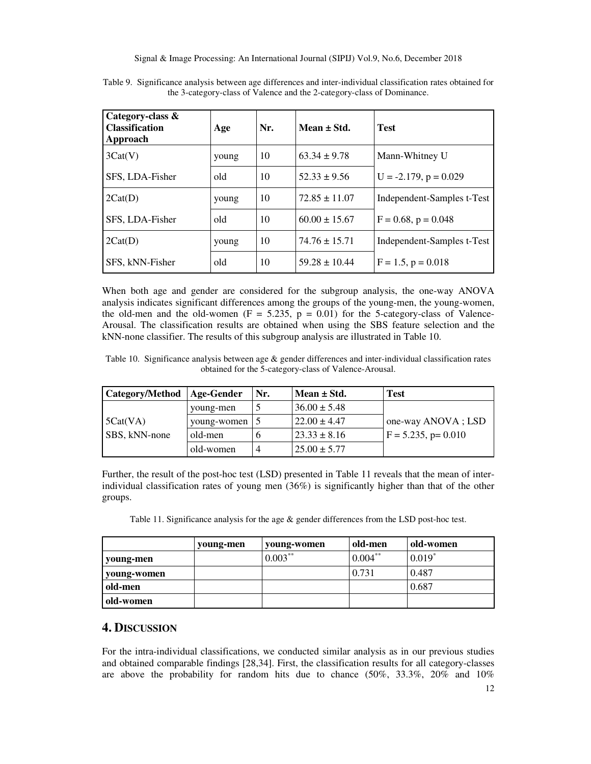Table 9. Significance analysis between age differences and inter-individual classification rates obtained for the 3-category-class of Valence and the 2-category-class of Dominance.

| **Category-class & Classification Approach** | **Age** | **Nr.** | **Mean ± Std.** | **Test** |
|---|---|---|---|---|
| 3Cat(V) | young | 10 | 63.34 ± 9.78 | Mann-Whitney U |
| SFS, LDA-Fisher | old | 10 | 52.33 ± 9.56 | U = -2.179, p = 0.029 |
| 2Cat(D) | young | 10 | 72.85 ± 11.07 | Independent-Samples t-Test |
| SFS, LDA-Fisher | old | 10 | 60.00 ± 15.67 | F = 0.68, p = 0.048 |
| 2Cat(D) | young | 10 | 74.76 ± 15.71 | Independent-Samples t-Test |
| SFS, kNN-Fisher | old | 10 | 59.28 ± 10.44 | F = 1.5, p = 0.018 |

When both age and gender are considered for the subgroup analysis, the one-way ANOVA analysis indicates significant differences among the groups of the young-men, the young-women, the old-men and the old-women ($F = 5.235$, $p = 0.01$) for the 5-category-class of Valence-Arousal. The classification results are obtained when using the SBS feature selection and the kNN-none classifier. The results of this subgroup analysis are illustrated in Table 10.

Table 10. Significance analysis between age & gender differences and inter-individual classification rates obtained for the 5-category-class of Valence-Arousal.

| **Category/Method** | **Age-Gender** | **Nr.** | **Mean ± Std.** | **Test** |
|---|---|---|---|---|
| 5Cat(VA) SBS, kNN-none | young-men | 5 | 36.00 ± 5.48 | one-way ANOVA ; LSD F = 5.235, p= 0.010 |
| | young-women | 5 | 22.00 ± 4.47 | |
| | old-men | 6 | 23.33 ± 8.16 | |
| | old-women | 4 | 25.00 ± 5.77 | |

Further, the result of the post-hoc test (LSD) presented in Table 11 reveals that the mean of inter-individual classification rates of young men (36%) is significantly higher than that of the other groups.

Table 11. Significance analysis for the age & gender differences from the LSD post-hoc test.

| | **young-men** | **young-women** | **old-men** | **old-women** |
|---|---|---|---|---|
| **young-men** | | 0.003** | 0.004** | 0.019* |
| **young-women** | | | 0.731 | 0.487 |
| **old-men** | | | | 0.687 |
| **old-women** | | | | |

## 4. Discussion

For the intra-individual classifications, we conducted similar analysis as in our previous studies and obtained comparable findings [28,34]. First, the classification results for all category-classes are above the probability for random hits due to chance (50%, 33.3%, 20% and 10%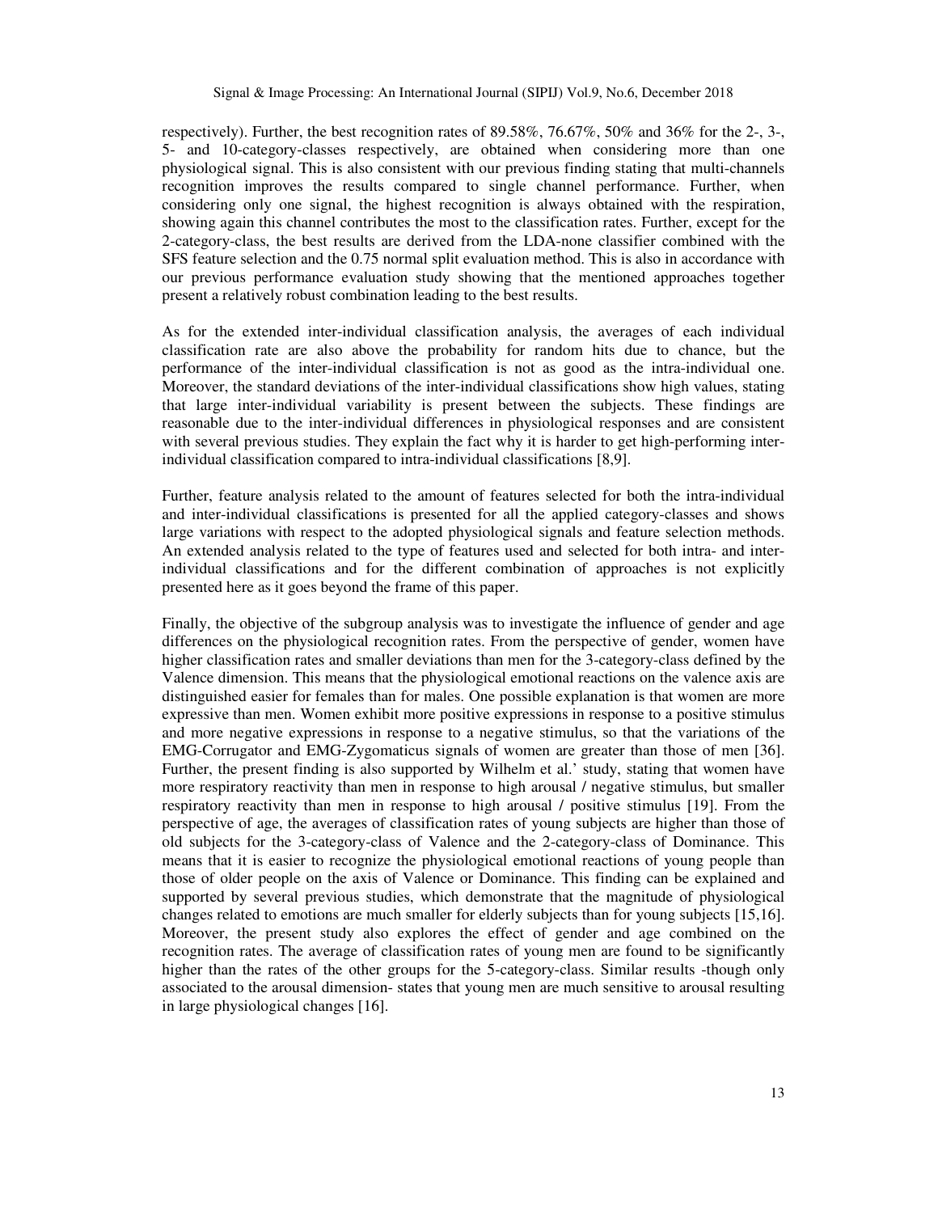respectively). Further, the best recognition rates of 89.58%, 76.67%, 50% and 36% for the 2-, 3-, 5- and 10-category-classes respectively, are obtained when considering more than one physiological signal. This is also consistent with our previous finding stating that multi-channels recognition improves the results compared to single channel performance. Further, when considering only one signal, the highest recognition is always obtained with the respiration, showing again this channel contributes the most to the classification rates. Further, except for the 2-category-class, the best results are derived from the LDA-none classifier combined with the SFS feature selection and the 0.75 normal split evaluation method. This is also in accordance with our previous performance evaluation study showing that the mentioned approaches together present a relatively robust combination leading to the best results.

As for the extended inter-individual classification analysis, the averages of each individual classification rate are also above the probability for random hits due to chance, but the performance of the inter-individual classification is not as good as the intra-individual one. Moreover, the standard deviations of the inter-individual classifications show high values, stating that large inter-individual variability is present between the subjects. These findings are reasonable due to the inter-individual differences in physiological responses and are consistent with several previous studies. They explain the fact why it is harder to get high-performing inter-individual classification compared to intra-individual classifications [8,9].

Further, feature analysis related to the amount of features selected for both the intra-individual and inter-individual classifications is presented for all the applied category-classes and shows large variations with respect to the adopted physiological signals and feature selection methods. An extended analysis related to the type of features used and selected for both intra- and inter-individual classifications and for the different combination of approaches is not explicitly presented here as it goes beyond the frame of this paper.

Finally, the objective of the subgroup analysis was to investigate the influence of gender and age differences on the physiological recognition rates. From the perspective of gender, women have higher classification rates and smaller deviations than men for the 3-category-class defined by the Valence dimension. This means that the physiological emotional reactions on the valence axis are distinguished easier for females than for males. One possible explanation is that women are more expressive than men. Women exhibit more positive expressions in response to a positive stimulus and more negative expressions in response to a negative stimulus, so that the variations of the EMG-Corrugator and EMG-Zygomaticus signals of women are greater than those of men [36]. Further, the present finding is also supported by Wilhelm et al.' study, stating that women have more respiratory reactivity than men in response to high arousal / negative stimulus, but smaller respiratory reactivity than men in response to high arousal / positive stimulus [19]. From the perspective of age, the averages of classification rates of young subjects are higher than those of old subjects for the 3-category-class of Valence and the 2-category-class of Dominance. This means that it is easier to recognize the physiological emotional reactions of young people than those of older people on the axis of Valence or Dominance. This finding can be explained and supported by several previous studies, which demonstrate that the magnitude of physiological changes related to emotions are much smaller for elderly subjects than for young subjects [15,16]. Moreover, the present study also explores the effect of gender and age combined on the recognition rates. The average of classification rates of young men are found to be significantly higher than the rates of the other groups for the 5-category-class. Similar results -though only associated to the arousal dimension- states that young men are much sensitive to arousal resulting in large physiological changes [16].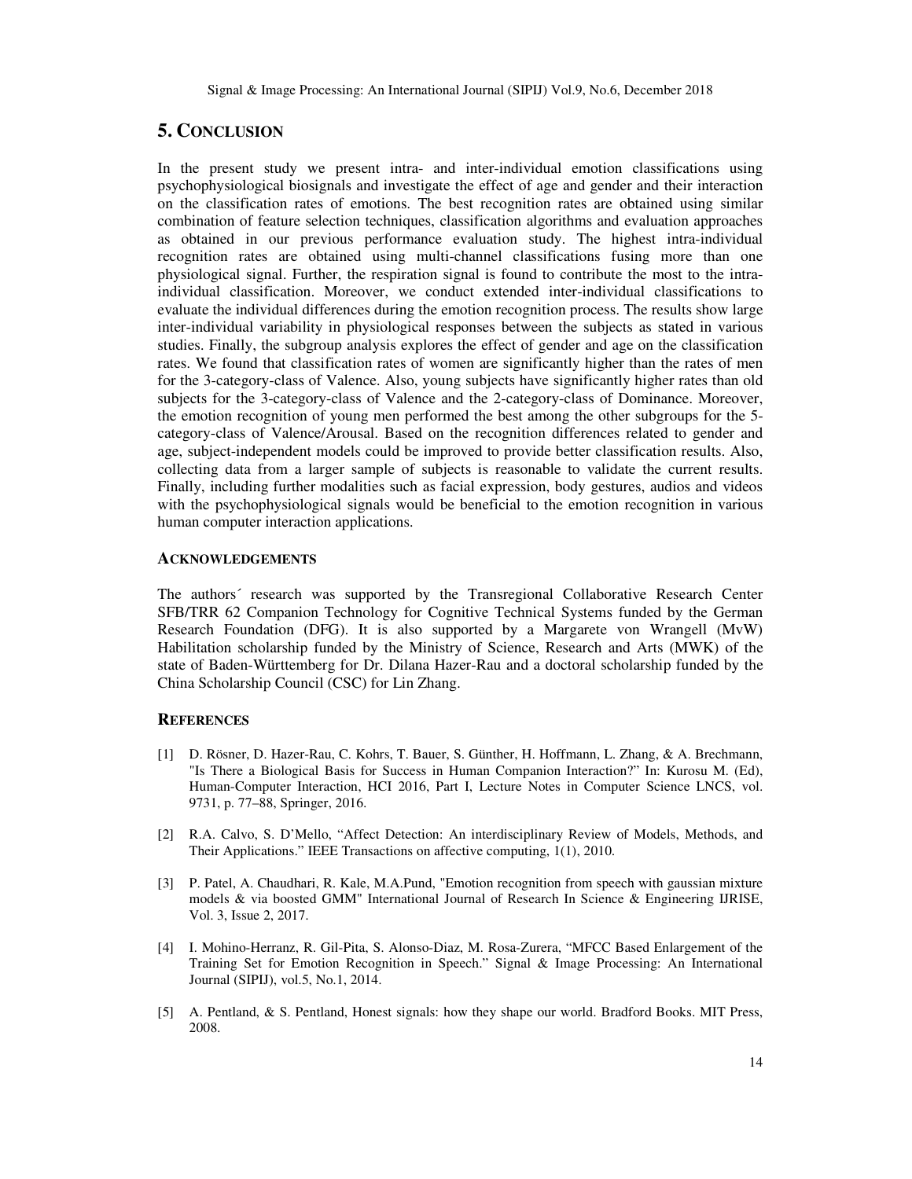## 5. CONCLUSION

In the present study we present intra- and inter-individual emotion classifications using psychophysiological biosignals and investigate the effect of age and gender and their interaction on the classification rates of emotions. The best recognition rates are obtained using similar combination of feature selection techniques, classification algorithms and evaluation approaches as obtained in our previous performance evaluation study. The highest intra-individual recognition rates are obtained using multi-channel classifications fusing more than one physiological signal. Further, the respiration signal is found to contribute the most to the intra-individual classification. Moreover, we conduct extended inter-individual classifications to evaluate the individual differences during the emotion recognition process. The results show large inter-individual variability in physiological responses between the subjects as stated in various studies. Finally, the subgroup analysis explores the effect of gender and age on the classification rates. We found that classification rates of women are significantly higher than the rates of men for the 3-category-class of Valence. Also, young subjects have significantly higher rates than old subjects for the 3-category-class of Valence and the 2-category-class of Dominance. Moreover, the emotion recognition of young men performed the best among the other subgroups for the 5-category-class of Valence/Arousal. Based on the recognition differences related to gender and age, subject-independent models could be improved to provide better classification results. Also, collecting data from a larger sample of subjects is reasonable to validate the current results. Finally, including further modalities such as facial expression, body gestures, audios and videos with the psychophysiological signals would be beneficial to the emotion recognition in various human computer interaction applications.

### ACKNOWLEDGEMENTS

The authors´ research was supported by the Transregional Collaborative Research Center SFB/TRR 62 Companion Technology for Cognitive Technical Systems funded by the German Research Foundation (DFG). It is also supported by a Margarete von Wrangell (MvW) Habilitation scholarship funded by the Ministry of Science, Research and Arts (MWK) of the state of Baden-Württemberg for Dr. Dilana Hazer-Rau and a doctoral scholarship funded by the China Scholarship Council (CSC) for Lin Zhang.

### REFERENCES

[1] D. Rösner, D. Hazer-Rau, C. Kohrs, T. Bauer, S. Günther, H. Hoffmann, L. Zhang, & A. Brechmann, "Is There a Biological Basis for Success in Human Companion Interaction?" In: Kurosu M. (Ed), Human-Computer Interaction, HCI 2016, Part I, Lecture Notes in Computer Science LNCS, vol. 9731, p. 77–88, Springer, 2016.

[2] R.A. Calvo, S. D'Mello, "Affect Detection: An interdisciplinary Review of Models, Methods, and Their Applications." IEEE Transactions on affective computing, 1(1), 2010.

[3] P. Patel, A. Chaudhari, R. Kale, M.A.Pund, "Emotion recognition from speech with gaussian mixture models & via boosted GMM" International Journal of Research In Science & Engineering IJRISE, Vol. 3, Issue 2, 2017.

[4] I. Mohino-Herranz, R. Gil-Pita, S. Alonso-Diaz, M. Rosa-Zurera, "MFCC Based Enlargement of the Training Set for Emotion Recognition in Speech." Signal & Image Processing: An International Journal (SIPIJ), vol.5, No.1, 2014.

[5] A. Pentland, & S. Pentland, Honest signals: how they shape our world. Bradford Books. MIT Press, 2008.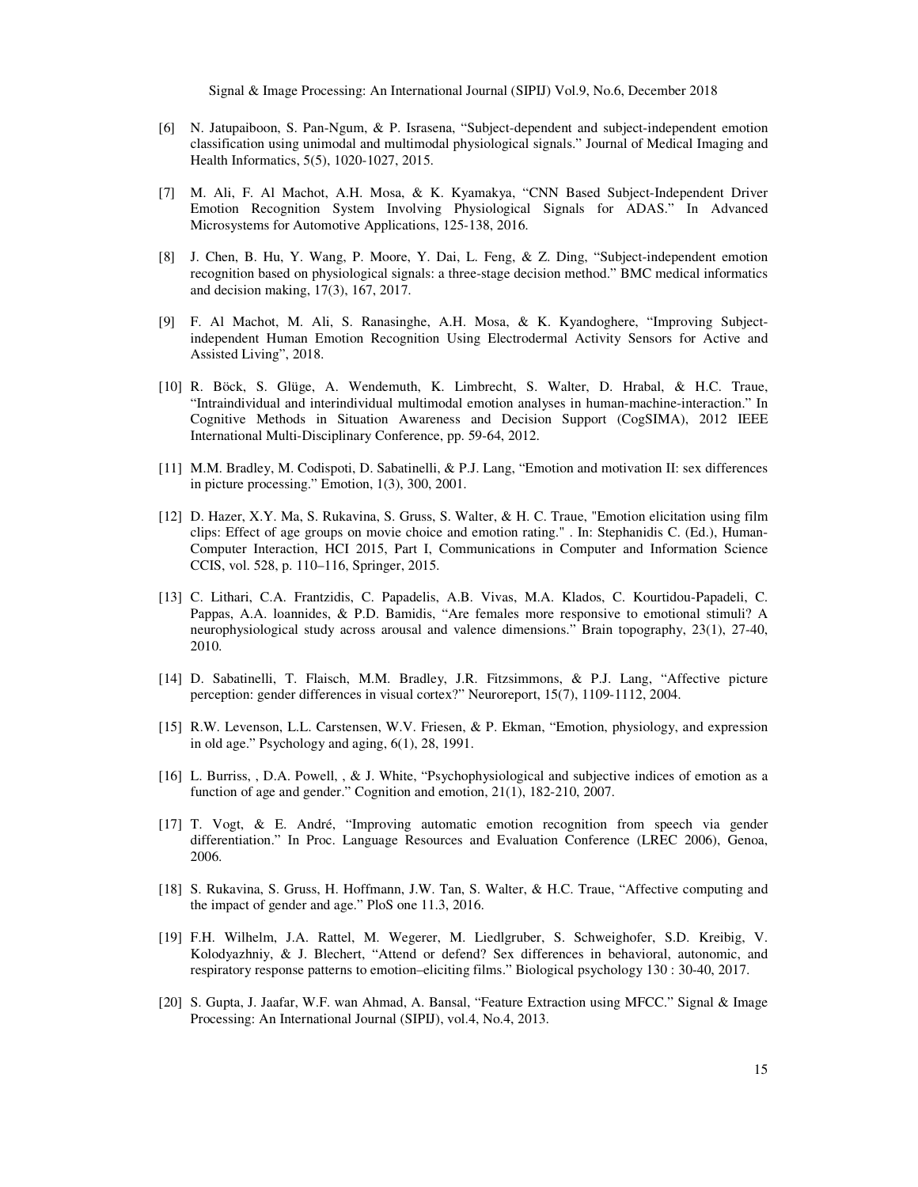[6] N. Jatupaiboon, S. Pan-Ngum, & P. Israsena, "Subject-dependent and subject-independent emotion classification using unimodal and multimodal physiological signals." Journal of Medical Imaging and Health Informatics, 5(5), 1020-1027, 2015.

[7] M. Ali, F. Al Machot, A.H. Mosa, & K. Kyamakya, "CNN Based Subject-Independent Driver Emotion Recognition System Involving Physiological Signals for ADAS." In Advanced Microsystems for Automotive Applications, 125-138, 2016.

[8] J. Chen, B. Hu, Y. Wang, P. Moore, Y. Dai, L. Feng, & Z. Ding, "Subject-independent emotion recognition based on physiological signals: a three-stage decision method." BMC medical informatics and decision making, 17(3), 167, 2017.

[9] F. Al Machot, M. Ali, S. Ranasinghe, A.H. Mosa, & K. Kyandoghere, "Improving Subject-independent Human Emotion Recognition Using Electrodermal Activity Sensors for Active and Assisted Living", 2018.

[10] R. Böck, S. Glüge, A. Wendemuth, K. Limbrecht, S. Walter, D. Hrabal, & H.C. Traue, "Intraindividual and interindividual multimodal emotion analyses in human-machine-interaction." In Cognitive Methods in Situation Awareness and Decision Support (CogSIMA), 2012 IEEE International Multi-Disciplinary Conference, pp. 59-64, 2012.

[11] M.M. Bradley, M. Codispoti, D. Sabatinelli, & P.J. Lang, "Emotion and motivation II: sex differences in picture processing." Emotion, 1(3), 300, 2001.

[12] D. Hazer, X.Y. Ma, S. Rukavina, S. Gruss, S. Walter, & H. C. Traue, "Emotion elicitation using film clips: Effect of age groups on movie choice and emotion rating." . In: Stephanidis C. (Ed.), Human-Computer Interaction, HCI 2015, Part I, Communications in Computer and Information Science CCIS, vol. 528, p. 110–116, Springer, 2015.

[13] C. Lithari, C.A. Frantzidis, C. Papadelis, A.B. Vivas, M.A. Klados, C. Kourtidou-Papadeli, C. Pappas, A.A. Ioannides, & P.D. Bamidis, "Are females more responsive to emotional stimuli? A neurophysiological study across arousal and valence dimensions." Brain topography, 23(1), 27-40, 2010.

[14] D. Sabatinelli, T. Flaisch, M.M. Bradley, J.R. Fitzsimmons, & P.J. Lang, "Affective picture perception: gender differences in visual cortex?" Neuroreport, 15(7), 1109-1112, 2004.

[15] R.W. Levenson, L.L. Carstensen, W.V. Friesen, & P. Ekman, "Emotion, physiology, and expression in old age." Psychology and aging, 6(1), 28, 1991.

[16] L. Burriss, , D.A. Powell, , & J. White, "Psychophysiological and subjective indices of emotion as a function of age and gender." Cognition and emotion, 21(1), 182-210, 2007.

[17] T. Vogt, & E. André, "Improving automatic emotion recognition from speech via gender differentiation." In Proc. Language Resources and Evaluation Conference (LREC 2006), Genoa, 2006.

[18] S. Rukavina, S. Gruss, H. Hoffmann, J.W. Tan, S. Walter, & H.C. Traue, "Affective computing and the impact of gender and age." PloS one 11.3, 2016.

[19] F.H. Wilhelm, J.A. Rattel, M. Wegerer, M. Liedlgruber, S. Schweighofer, S.D. Kreibig, V. Kolodyazhniy, & J. Blechert, "Attend or defend? Sex differences in behavioral, autonomic, and respiratory response patterns to emotion–eliciting films." Biological psychology 130 : 30-40, 2017.

[20] S. Gupta, J. Jaafar, W.F. wan Ahmad, A. Bansal, "Feature Extraction using MFCC." Signal & Image Processing: An International Journal (SIPIJ), vol.4, No.4, 2013.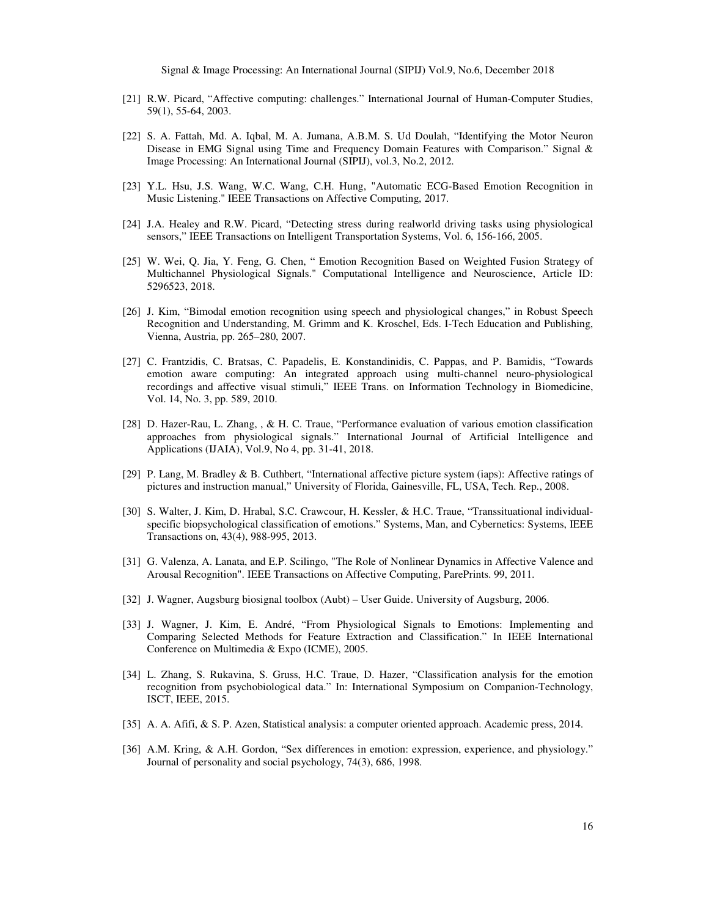[21] R.W. Picard, “Affective computing: challenges.” International Journal of Human-Computer Studies, 59(1), 55-64, 2003.

[22] S. A. Fattah, Md. A. Iqbal, M. A. Jumana, A.B.M. S. Ud Doulah, “Identifying the Motor Neuron Disease in EMG Signal using Time and Frequency Domain Features with Comparison.” Signal & Image Processing: An International Journal (SIPIJ), vol.3, No.2, 2012.

[23] Y.L. Hsu, J.S. Wang, W.C. Wang, C.H. Hung, "Automatic ECG-Based Emotion Recognition in Music Listening." IEEE Transactions on Affective Computing, 2017.

[24] J.A. Healey and R.W. Picard, “Detecting stress during realworld driving tasks using physiological sensors,” IEEE Transactions on Intelligent Transportation Systems, Vol. 6, 156-166, 2005.

[25] W. Wei, Q. Jia, Y. Feng, G. Chen, “ Emotion Recognition Based on Weighted Fusion Strategy of Multichannel Physiological Signals." Computational Intelligence and Neuroscience, Article ID: 5296523, 2018.

[26] J. Kim, “Bimodal emotion recognition using speech and physiological changes,” in Robust Speech Recognition and Understanding, M. Grimm and K. Kroschel, Eds. I-Tech Education and Publishing, Vienna, Austria, pp. 265–280, 2007.

[27] C. Frantzidis, C. Bratsas, C. Papadelis, E. Konstandinidis, C. Pappas, and P. Bamidis, “Towards emotion aware computing: An integrated approach using multi-channel neuro-physiological recordings and affective visual stimuli,” IEEE Trans. on Information Technology in Biomedicine, Vol. 14, No. 3, pp. 589, 2010.

[28] D. Hazer-Rau, L. Zhang, , & H. C. Traue, “Performance evaluation of various emotion classification approaches from physiological signals.” International Journal of Artificial Intelligence and Applications (IJAIA), Vol.9, No 4, pp. 31-41, 2018.

[29] P. Lang, M. Bradley & B. Cuthbert, “International affective picture system (iaps): Affective ratings of pictures and instruction manual,” University of Florida, Gainesville, FL, USA, Tech. Rep., 2008.

[30] S. Walter, J. Kim, D. Hrabal, S.C. Crawcour, H. Kessler, & H.C. Traue, “Transsituational individual-specific biopsychological classification of emotions.” Systems, Man, and Cybernetics: Systems, IEEE Transactions on, 43(4), 988-995, 2013.

[31] G. Valenza, A. Lanata, and E.P. Scilingo, "The Role of Nonlinear Dynamics in Affective Valence and Arousal Recognition". IEEE Transactions on Affective Computing, ParePrints. 99, 2011.

[32] J. Wagner, Augsburg biosignal toolbox (Aubt) – User Guide. University of Augsburg, 2006.

[33] J. Wagner, J. Kim, E. André, “From Physiological Signals to Emotions: Implementing and Comparing Selected Methods for Feature Extraction and Classification.” In IEEE International Conference on Multimedia & Expo (ICME), 2005.

[34] L. Zhang, S. Rukavina, S. Gruss, H.C. Traue, D. Hazer, “Classification analysis for the emotion recognition from psychobiological data.” In: International Symposium on Companion-Technology, ISCT, IEEE, 2015.

[35] A. A. Afifi, & S. P. Azen, Statistical analysis: a computer oriented approach. Academic press, 2014.

[36] A.M. Kring, & A.H. Gordon, “Sex differences in emotion: expression, experience, and physiology.” Journal of personality and social psychology, 74(3), 686, 1998.